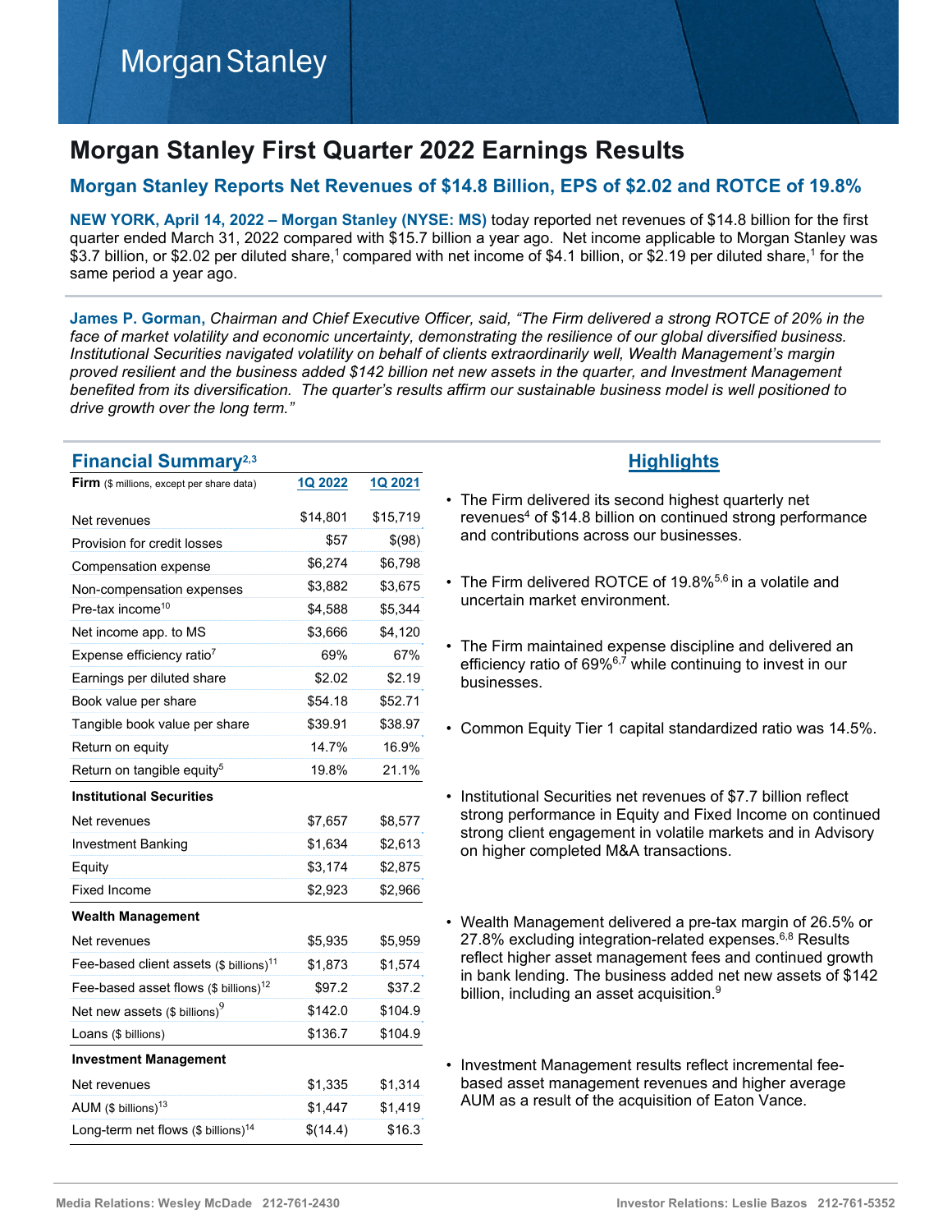# Morgan Stanley

# Morgan Stanley First Quarter 2022 Earnings Results

## Morgan Stanley Reports Net Revenues of $14.8 Billion, EPS of $2.02 and ROTCE of 19.8%

**NEW YORK, April 14, 2022 – Morgan Stanley (NYSE: MS)** today reported net revenues of $14.8 billion for the first quarter ended March 31, 2022 compared with $15.7 billion a year ago. Net income applicable to Morgan Stanley was $3.7 billion, or $2.02 per diluted share,[1] compared with net income of $4.1 billion, or $2.19 per diluted share,[1] for the same period a year ago.

**James P. Gorman,** *Chairman and Chief Executive Officer, said, "The Firm delivered a strong ROTCE of 20% in the face of market volatility and economic uncertainty, demonstrating the resilience of our global diversified business. Institutional Securities navigated volatility on behalf of clients extraordinarily well, Wealth Management's margin proved resilient and the business added $142 billion net new assets in the quarter, and Investment Management benefited from its diversification. The quarter's results affirm our sustainable business model is well positioned to drive growth over the long term."*

### Financial Summary[2,3]

| **Firm** ($ millions, except per share data) | 1Q 2022 | 1Q 2021 |
|---|---|---|
| Net revenues | $14,801 | $15,719 |
| Provision for credit losses | $57 | $(98) |
| Compensation expense | $6,274 | $6,798 |
| Non-compensation expenses | $3,882 | $3,675 |
| Pre-tax income[10] | $4,588 | $5,344 |
| Net income app. to MS | $3,666 | $4,120 |
| Expense efficiency ratio[7] | 69% | 67% |
| Earnings per diluted share | $2.02 | $2.19 |
| Book value per share | $54.18 | $52.71 |
| Tangible book value per share | $39.91 | $38.97 |
| Return on equity | 14.7% | 16.9% |
| Return on tangible equity[5] | 19.8% | 21.1% |
| **Institutional Securities** | | |
| Net revenues | $7,657 | $8,577 |
| Investment Banking | $1,634 | $2,613 |
| Equity | $3,174 | $2,875 |
| Fixed Income | $2,923 | $2,966 |
| **Wealth Management** | | |
| Net revenues | $5,935 | $5,959 |
| Fee-based client assets ($ billions)[11] | $1,873 | $1,574 |
| Fee-based asset flows ($ billions)[12] | $97.2 | $37.2 |
| Net new assets ($ billions)[9] | $142.0 | $104.9 |
| Loans ($ billions) | $136.7 | $104.9 |
| **Investment Management** | | |
| Net revenues | $1,335 | $1,314 |
| AUM ($ billions)[13] | $1,447 | $1,419 |
| Long-term net flows ($ billions)[14] | $(14.4) | $16.3 |

### Highlights

- The Firm delivered its second highest quarterly net revenues[4] of $14.8 billion on continued strong performance and contributions across our businesses.
- The Firm delivered ROTCE of 19.8%[5,6] in a volatile and uncertain market environment.
- The Firm maintained expense discipline and delivered an efficiency ratio of 69%[6,7] while continuing to invest in our businesses.
- Common Equity Tier 1 capital standardized ratio was 14.5%.
- Institutional Securities net revenues of $7.7 billion reflect strong performance in Equity and Fixed Income on continued strong client engagement in volatile markets and in Advisory on higher completed M&A transactions.
- Wealth Management delivered a pre-tax margin of 26.5% or 27.8% excluding integration-related expenses.[6,8] Results reflect higher asset management fees and continued growth in bank lending. The business added net new assets of $142 billion, including an asset acquisition.[9]
- Investment Management results reflect incremental fee-based asset management revenues and higher average AUM as a result of the acquisition of Eaton Vance.

Media Relations: Wesley McDade 212-761-2430

Investor Relations: Leslie Bazos 212-761-5352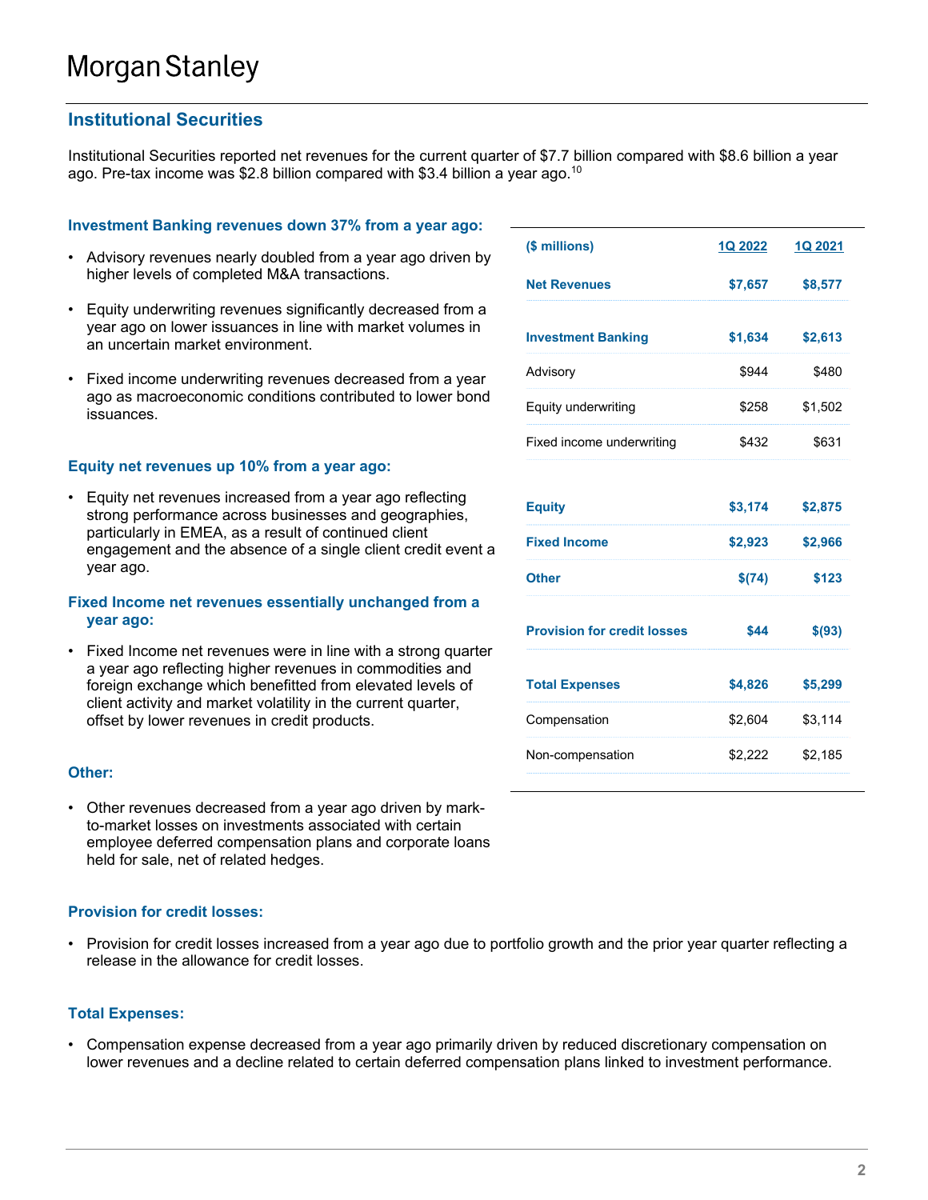# Morgan Stanley

## Institutional Securities

Institutional Securities reported net revenues for the current quarter of $7.7 billion compared with $8.6 billion a year ago. Pre-tax income was $2.8 billion compared with $3.4 billion a year ago.[10]

### Investment Banking revenues down 37% from a year ago:

- Advisory revenues nearly doubled from a year ago driven by higher levels of completed M&A transactions.
- Equity underwriting revenues significantly decreased from a year ago on lower issuances in line with market volumes in an uncertain market environment.
- Fixed income underwriting revenues decreased from a year ago as macroeconomic conditions contributed to lower bond issuances.

### Equity net revenues up 10% from a year ago:

- Equity net revenues increased from a year ago reflecting strong performance across businesses and geographies, particularly in EMEA, as a result of continued client engagement and the absence of a single client credit event a year ago.

### Fixed Income net revenues essentially unchanged from a year ago:

- Fixed Income net revenues were in line with a strong quarter a year ago reflecting higher revenues in commodities and foreign exchange which benefitted from elevated levels of client activity and market volatility in the current quarter, offset by lower revenues in credit products.

### Other:

- Other revenues decreased from a year ago driven by mark-to-market losses on investments associated with certain employee deferred compensation plans and corporate loans held for sale, net of related hedges.

| ($ millions) | 1Q 2022 | 1Q 2021 |
|---|---|---|
| **Net Revenues** | **$7,657** | **$8,577** |
| **Investment Banking** | **$1,634** | **$2,613** |
| Advisory | $944 | $480 |
| Equity underwriting | $258 | $1,502 |
| Fixed income underwriting | $432 | $631 |
| **Equity** | **$3,174** | **$2,875** |
| **Fixed Income** | **$2,923** | **$2,966** |
| **Other** | **$(74)** | **$123** |
| **Provision for credit losses** | **$44** | **$(93)** |
| **Total Expenses** | **$4,826** | **$5,299** |
| Compensation | $2,604 | $3,114 |
| Non-compensation | $2,222 | $2,185 |

### Provision for credit losses:

- Provision for credit losses increased from a year ago due to portfolio growth and the prior year quarter reflecting a release in the allowance for credit losses.

### Total Expenses:

- Compensation expense decreased from a year ago primarily driven by reduced discretionary compensation on lower revenues and a decline related to certain deferred compensation plans linked to investment performance.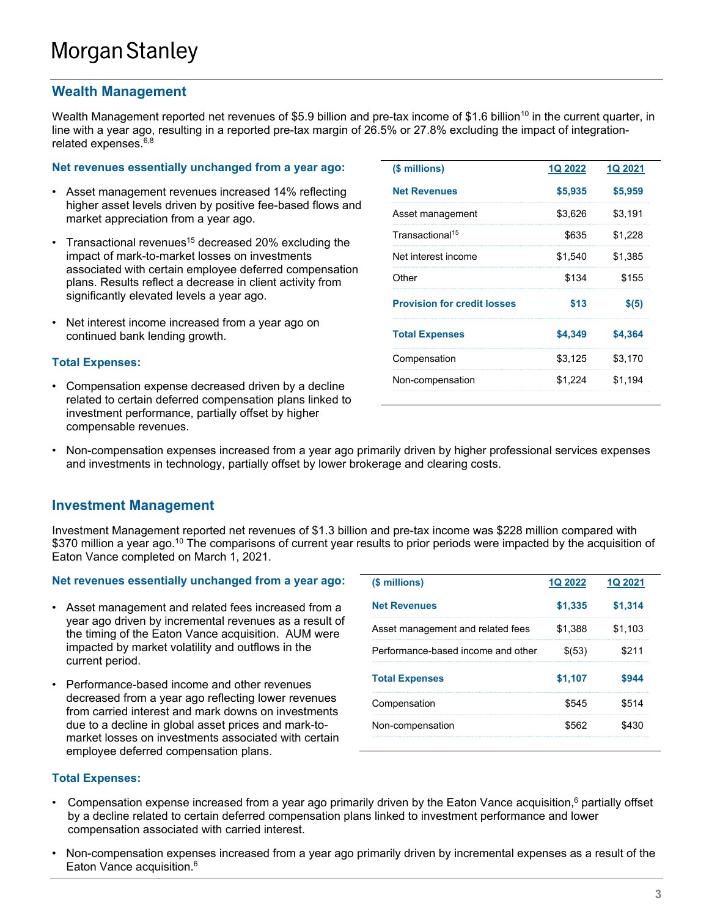## Wealth Management

Wealth Management reported net revenues of $5.9 billion and pre-tax income of $1.6 billion[10] in the current quarter, in line with a year ago, resulting in a reported pre-tax margin of 26.5% or 27.8% excluding the impact of integration-related expenses.[6,8]

**Net revenues essentially unchanged from a year ago:**

- Asset management revenues increased 14% reflecting higher asset levels driven by positive fee-based flows and market appreciation from a year ago.
- Transactional revenues[15] decreased 20% excluding the impact of mark-to-market losses on investments associated with certain employee deferred compensation plans. Results reflect a decrease in client activity from significantly elevated levels a year ago.
- Net interest income increased from a year ago on continued bank lending growth.

**Total Expenses:**

- Compensation expense decreased driven by a decline related to certain deferred compensation plans linked to investment performance, partially offset by higher compensable revenues.
- Non-compensation expenses increased from a year ago primarily driven by higher professional services expenses and investments in technology, partially offset by lower brokerage and clearing costs.

| ($ millions) | 1Q 2022 | 1Q 2021 |
|---|---|---|
| **Net Revenues** | **$5,935** | **$5,959** |
| Asset management | $3,626 | $3,191 |
| Transactional[15] | $635 | $1,228 |
| Net interest income | $1,540 | $1,385 |
| Other | $134 | $155 |
| **Provision for credit losses** | **$13** | **$(5)** |
| **Total Expenses** | **$4,349** | **$4,364** |
| Compensation | $3,125 | $3,170 |
| Non-compensation | $1,224 | $1,194 |

## Investment Management

Investment Management reported net revenues of $1.3 billion and pre-tax income was $228 million compared with $370 million a year ago.[10] The comparisons of current year results to prior periods were impacted by the acquisition of Eaton Vance completed on March 1, 2021.

**Net revenues essentially unchanged from a year ago:**

- Asset management and related fees increased from a year ago driven by incremental revenues as a result of the timing of the Eaton Vance acquisition. AUM were impacted by market volatility and outflows in the current period.
- Performance-based income and other revenues decreased from a year ago reflecting lower revenues from carried interest and mark downs on investments due to a decline in global asset prices and mark-to-market losses on investments associated with certain employee deferred compensation plans.

| ($ millions) | 1Q 2022 | 1Q 2021 |
|---|---|---|
| **Net Revenues** | **$1,335** | **$1,314** |
| Asset management and related fees | $1,388 | $1,103 |
| Performance-based income and other | $(53) | $211 |
| **Total Expenses** | **$1,107** | **$944** |
| Compensation | $545 | $514 |
| Non-compensation | $562 | $430 |

**Total Expenses:**

- Compensation expense increased from a year ago primarily driven by the Eaton Vance acquisition,[6] partially offset by a decline related to certain deferred compensation plans linked to investment performance and lower compensation associated with carried interest.
- Non-compensation expenses increased from a year ago primarily driven by incremental expenses as a result of the Eaton Vance acquisition.[6]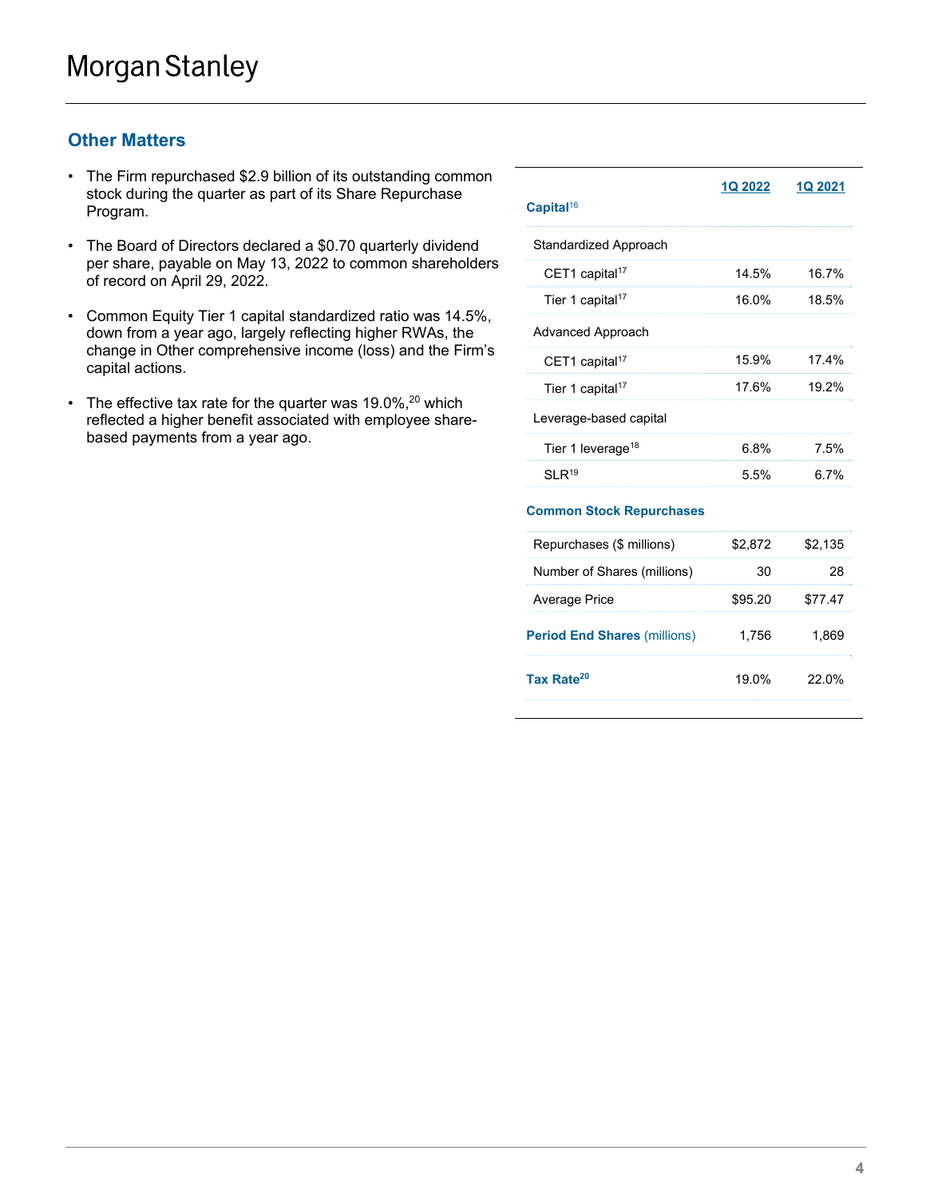## Other Matters

- The Firm repurchased $2.9 billion of its outstanding common stock during the quarter as part of its Share Repurchase Program.
- The Board of Directors declared a $0.70 quarterly dividend per share, payable on May 13, 2022 to common shareholders of record on April 29, 2022.
- Common Equity Tier 1 capital standardized ratio was 14.5%, down from a year ago, largely reflecting higher RWAs, the change in Other comprehensive income (loss) and the Firm's capital actions.
- The effective tax rate for the quarter was 19.0%,[20] which reflected a higher benefit associated with employee share-based payments from a year ago.

| | 1Q 2022 | 1Q 2021 |
|---|---|---|
| **Capital**[16] | | |
| Standardized Approach | | |
| CET1 capital[17] | 14.5% | 16.7% |
| Tier 1 capital[17] | 16.0% | 18.5% |
| Advanced Approach | | |
| CET1 capital[17] | 15.9% | 17.4% |
| Tier 1 capital[17] | 17.6% | 19.2% |
| Leverage-based capital | | |
| Tier 1 leverage[18] | 6.8% | 7.5% |
| SLR[19] | 5.5% | 6.7% |
| **Common Stock Repurchases** | | |
| Repurchases ($ millions) | $2,872 | $2,135 |
| Number of Shares (millions) | 30 | 28 |
| Average Price | $95.20 | $77.47 |
| **Period End Shares** (millions) | 1,756 | 1,869 |
| **Tax Rate**[20] | 19.0% | 22.0% |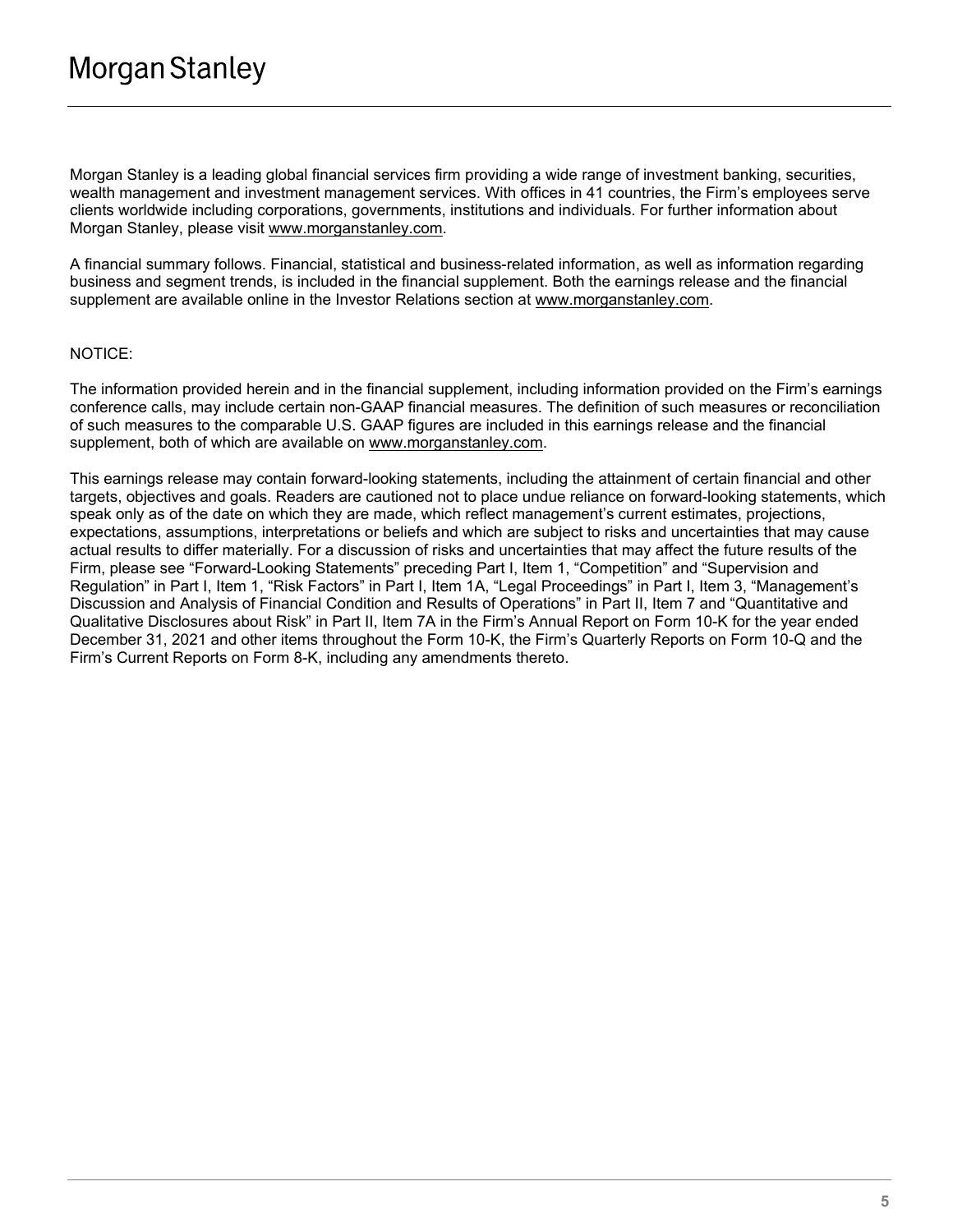Morgan Stanley is a leading global financial services firm providing a wide range of investment banking, securities, wealth management and investment management services. With offices in 41 countries, the Firm's employees serve clients worldwide including corporations, governments, institutions and individuals. For further information about Morgan Stanley, please visit www.morganstanley.com.

A financial summary follows. Financial, statistical and business-related information, as well as information regarding business and segment trends, is included in the financial supplement. Both the earnings release and the financial supplement are available online in the Investor Relations section at www.morganstanley.com.

NOTICE:

The information provided herein and in the financial supplement, including information provided on the Firm's earnings conference calls, may include certain non-GAAP financial measures. The definition of such measures or reconciliation of such measures to the comparable U.S. GAAP figures are included in this earnings release and the financial supplement, both of which are available on www.morganstanley.com.

This earnings release may contain forward-looking statements, including the attainment of certain financial and other targets, objectives and goals. Readers are cautioned not to place undue reliance on forward-looking statements, which speak only as of the date on which they are made, which reflect management's current estimates, projections, expectations, assumptions, interpretations or beliefs and which are subject to risks and uncertainties that may cause actual results to differ materially. For a discussion of risks and uncertainties that may affect the future results of the Firm, please see "Forward-Looking Statements" preceding Part I, Item 1, "Competition" and "Supervision and Regulation" in Part I, Item 1, "Risk Factors" in Part I, Item 1A, "Legal Proceedings" in Part I, Item 3, "Management's Discussion and Analysis of Financial Condition and Results of Operations" in Part II, Item 7 and "Quantitative and Qualitative Disclosures about Risk" in Part II, Item 7A in the Firm's Annual Report on Form 10-K for the year ended December 31, 2021 and other items throughout the Form 10-K, the Firm's Quarterly Reports on Form 10-Q and the Firm's Current Reports on Form 8-K, including any amendments thereto.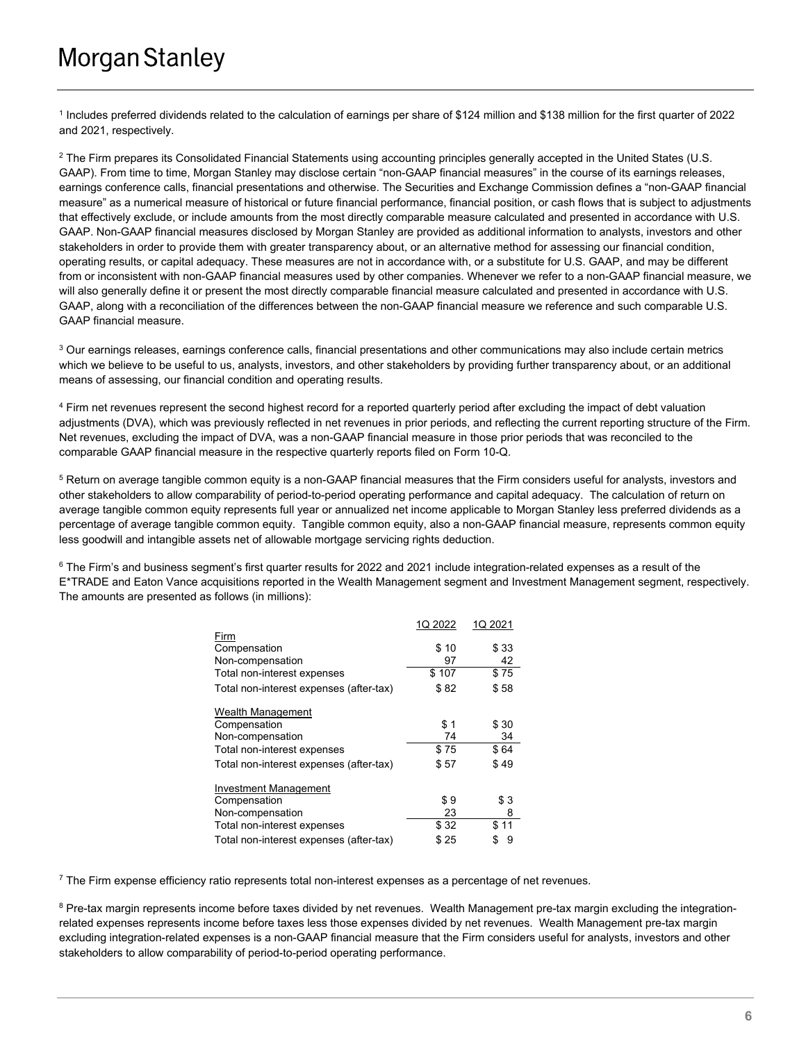[1] Includes preferred dividends related to the calculation of earnings per share of $124 million and $138 million for the first quarter of 2022 and 2021, respectively.

[2] The Firm prepares its Consolidated Financial Statements using accounting principles generally accepted in the United States (U.S. GAAP). From time to time, Morgan Stanley may disclose certain "non-GAAP financial measures" in the course of its earnings releases, earnings conference calls, financial presentations and otherwise. The Securities and Exchange Commission defines a "non-GAAP financial measure" as a numerical measure of historical or future financial performance, financial position, or cash flows that is subject to adjustments that effectively exclude, or include amounts from the most directly comparable measure calculated and presented in accordance with U.S. GAAP. Non-GAAP financial measures disclosed by Morgan Stanley are provided as additional information to analysts, investors and other stakeholders in order to provide them with greater transparency about, or an alternative method for assessing our financial condition, operating results, or capital adequacy. These measures are not in accordance with, or a substitute for U.S. GAAP, and may be different from or inconsistent with non-GAAP financial measures used by other companies. Whenever we refer to a non-GAAP financial measure, we will also generally define it or present the most directly comparable financial measure calculated and presented in accordance with U.S. GAAP, along with a reconciliation of the differences between the non-GAAP financial measure we reference and such comparable U.S. GAAP financial measure.

[3] Our earnings releases, earnings conference calls, financial presentations and other communications may also include certain metrics which we believe to be useful to us, analysts, investors, and other stakeholders by providing further transparency about, or an additional means of assessing, our financial condition and operating results.

[4] Firm net revenues represent the second highest record for a reported quarterly period after excluding the impact of debt valuation adjustments (DVA), which was previously reflected in net revenues in prior periods, and reflecting the current reporting structure of the Firm. Net revenues, excluding the impact of DVA, was a non-GAAP financial measure in those prior periods that was reconciled to the comparable GAAP financial measure in the respective quarterly reports filed on Form 10-Q.

[5] Return on average tangible common equity is a non-GAAP financial measures that the Firm considers useful for analysts, investors and other stakeholders to allow comparability of period-to-period operating performance and capital adequacy. The calculation of return on average tangible common equity represents full year or annualized net income applicable to Morgan Stanley less preferred dividends as a percentage of average tangible common equity. Tangible common equity, also a non-GAAP financial measure, represents common equity less goodwill and intangible assets net of allowable mortgage servicing rights deduction.

[6] The Firm's and business segment's first quarter results for 2022 and 2021 include integration-related expenses as a result of the E*TRADE and Eaton Vance acquisitions reported in the Wealth Management segment and Investment Management segment, respectively. The amounts are presented as follows (in millions):

| | 1Q 2022 | 1Q 2021 |
|---|---|---|
| Firm | | |
| Compensation | $ 10 | $ 33 |
| Non-compensation | 97 | 42 |
| Total non-interest expenses | $ 107 | $ 75 |
| Total non-interest expenses (after-tax) | $ 82 | $ 58 |
| Wealth Management | | |
| Compensation | $ 1 | $ 30 |
| Non-compensation | 74 | 34 |
| Total non-interest expenses | $ 75 | $ 64 |
| Total non-interest expenses (after-tax) | $ 57 | $ 49 |
| Investment Management | | |
| Compensation | $ 9 | $ 3 |
| Non-compensation | 23 | 8 |
| Total non-interest expenses | $ 32 | $ 11 |
| Total non-interest expenses (after-tax) | $ 25 | $ 9 |

[7] The Firm expense efficiency ratio represents total non-interest expenses as a percentage of net revenues.

[8] Pre-tax margin represents income before taxes divided by net revenues. Wealth Management pre-tax margin excluding the integration-related expenses represents income before taxes less those expenses divided by net revenues. Wealth Management pre-tax margin excluding integration-related expenses is a non-GAAP financial measure that the Firm considers useful for analysts, investors and other stakeholders to allow comparability of period-to-period operating performance.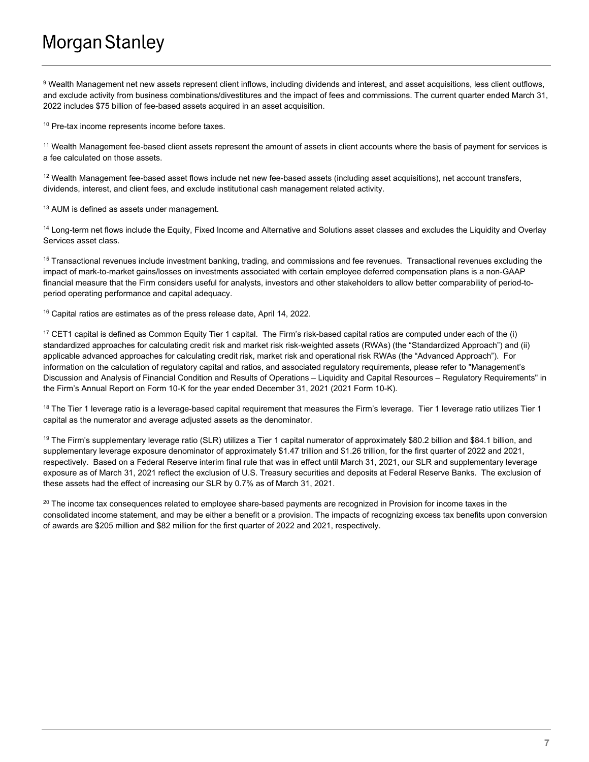[9] Wealth Management net new assets represent client inflows, including dividends and interest, and asset acquisitions, less client outflows, and exclude activity from business combinations/divestitures and the impact of fees and commissions. The current quarter ended March 31, 2022 includes $75 billion of fee-based assets acquired in an asset acquisition.

[10] Pre-tax income represents income before taxes.

[11] Wealth Management fee-based client assets represent the amount of assets in client accounts where the basis of payment for services is a fee calculated on those assets.

[12] Wealth Management fee-based asset flows include net new fee-based assets (including asset acquisitions), net account transfers, dividends, interest, and client fees, and exclude institutional cash management related activity.

[13] AUM is defined as assets under management.

[14] Long-term net flows include the Equity, Fixed Income and Alternative and Solutions asset classes and excludes the Liquidity and Overlay Services asset class.

[15] Transactional revenues include investment banking, trading, and commissions and fee revenues. Transactional revenues excluding the impact of mark-to-market gains/losses on investments associated with certain employee deferred compensation plans is a non-GAAP financial measure that the Firm considers useful for analysts, investors and other stakeholders to allow better comparability of period-to-period operating performance and capital adequacy.

[16] Capital ratios are estimates as of the press release date, April 14, 2022.

[17] CET1 capital is defined as Common Equity Tier 1 capital. The Firm's risk-based capital ratios are computed under each of the (i) standardized approaches for calculating credit risk and market risk risk-weighted assets (RWAs) (the "Standardized Approach") and (ii) applicable advanced approaches for calculating credit risk, market risk and operational risk RWAs (the "Advanced Approach"). For information on the calculation of regulatory capital and ratios, and associated regulatory requirements, please refer to "Management's Discussion and Analysis of Financial Condition and Results of Operations – Liquidity and Capital Resources – Regulatory Requirements" in the Firm's Annual Report on Form 10-K for the year ended December 31, 2021 (2021 Form 10-K).

[18] The Tier 1 leverage ratio is a leverage-based capital requirement that measures the Firm's leverage. Tier 1 leverage ratio utilizes Tier 1 capital as the numerator and average adjusted assets as the denominator.

[19] The Firm's supplementary leverage ratio (SLR) utilizes a Tier 1 capital numerator of approximately $80.2 billion and $84.1 billion, and supplementary leverage exposure denominator of approximately $1.47 trillion and $1.26 trillion, for the first quarter of 2022 and 2021, respectively. Based on a Federal Reserve interim final rule that was in effect until March 31, 2021, our SLR and supplementary leverage exposure as of March 31, 2021 reflect the exclusion of U.S. Treasury securities and deposits at Federal Reserve Banks. The exclusion of these assets had the effect of increasing our SLR by 0.7% as of March 31, 2021.

[20] The income tax consequences related to employee share-based payments are recognized in Provision for income taxes in the consolidated income statement, and may be either a benefit or a provision. The impacts of recognizing excess tax benefits upon conversion of awards are $205 million and $82 million for the first quarter of 2022 and 2021, respectively.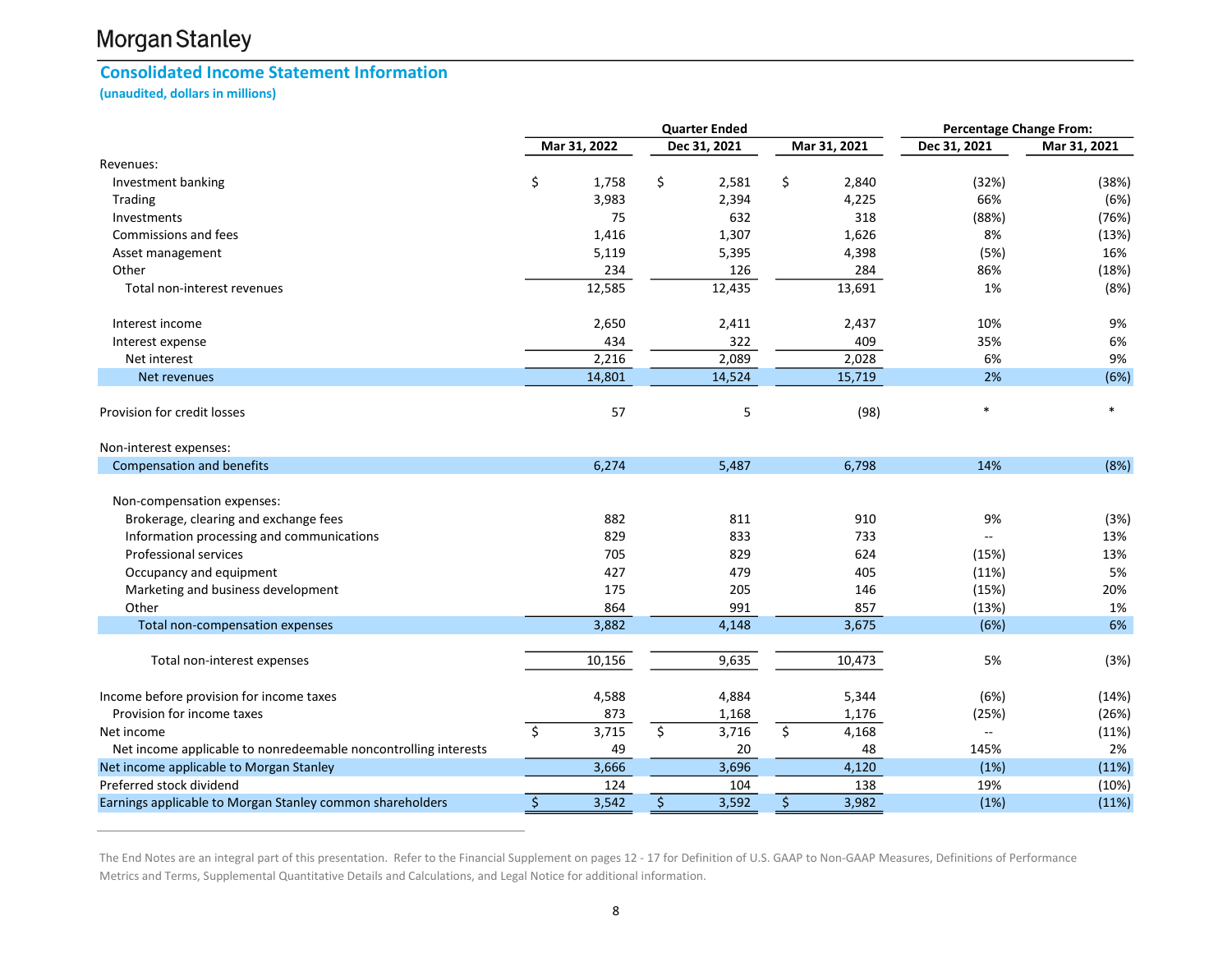Morgan Stanley

## Consolidated Income Statement Information

**(unaudited, dollars in millions)**

| | Quarter Ended | | | Percentage Change From: | |
|---|---|---|---|---|---|
| | Mar 31, 2022 | Dec 31, 2021 | Mar 31, 2021 | Dec 31, 2021 | Mar 31, 2021 |
| Revenues: | | | | | |
| Investment banking | $ 1,758 | $ 2,581 | $ 2,840 | (32%) | (38%) |
| Trading | 3,983 | 2,394 | 4,225 | 66% | (6%) |
| Investments | 75 | 632 | 318 | (88%) | (76%) |
| Commissions and fees | 1,416 | 1,307 | 1,626 | 8% | (13%) |
| Asset management | 5,119 | 5,395 | 4,398 | (5%) | 16% |
| Other | 234 | 126 | 284 | 86% | (18%) |
| Total non-interest revenues | 12,585 | 12,435 | 13,691 | 1% | (8%) |
| Interest income | 2,650 | 2,411 | 2,437 | 10% | 9% |
| Interest expense | 434 | 322 | 409 | 35% | 6% |
| Net interest | 2,216 | 2,089 | 2,028 | 6% | 9% |
| Net revenues | 14,801 | 14,524 | 15,719 | 2% | (6%) |
| Provision for credit losses | 57 | 5 | (98) | * | * |
| Non-interest expenses: | | | | | |
| Compensation and benefits | 6,274 | 5,487 | 6,798 | 14% | (8%) |
| Non-compensation expenses: | | | | | |
| Brokerage, clearing and exchange fees | 882 | 811 | 910 | 9% | (3%) |
| Information processing and communications | 829 | 833 | 733 | -- | 13% |
| Professional services | 705 | 829 | 624 | (15%) | 13% |
| Occupancy and equipment | 427 | 479 | 405 | (11%) | 5% |
| Marketing and business development | 175 | 205 | 146 | (15%) | 20% |
| Other | 864 | 991 | 857 | (13%) | 1% |
| Total non-compensation expenses | 3,882 | 4,148 | 3,675 | (6%) | 6% |
| Total non-interest expenses | 10,156 | 9,635 | 10,473 | 5% | (3%) |
| Income before provision for income taxes | 4,588 | 4,884 | 5,344 | (6%) | (14%) |
| Provision for income taxes | 873 | 1,168 | 1,176 | (25%) | (26%) |
| Net income | $ 3,715 | $ 3,716 | $ 4,168 | -- | (11%) |
| Net income applicable to nonredeemable noncontrolling interests | 49 | 20 | 48 | 145% | 2% |
| Net income applicable to Morgan Stanley | 3,666 | 3,696 | 4,120 | (1%) | (11%) |
| Preferred stock dividend | 124 | 104 | 138 | 19% | (10%) |
| Earnings applicable to Morgan Stanley common shareholders | $ 3,542 | $ 3,592 | $ 3,982 | (1%) | (11%) |

The End Notes are an integral part of this presentation. Refer to the Financial Supplement on pages 12 - 17 for Definition of U.S. GAAP to Non-GAAP Measures, Definitions of Performance Metrics and Terms, Supplemental Quantitative Details and Calculations, and Legal Notice for additional information.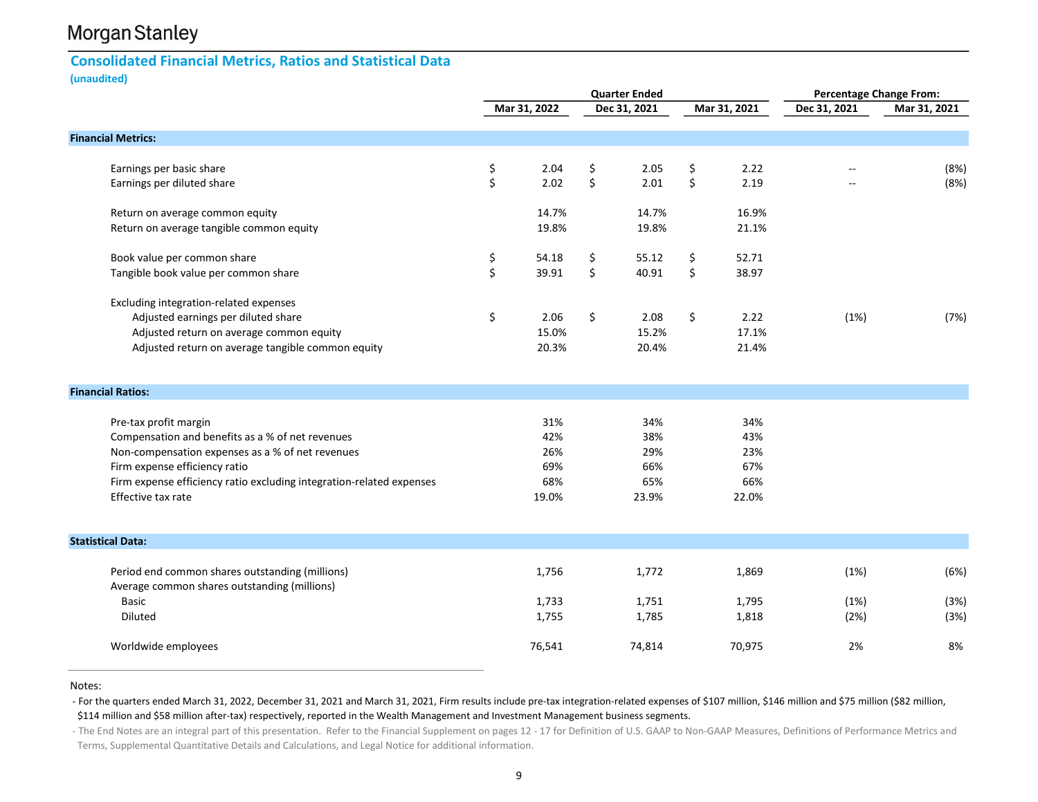Morgan Stanley

## Consolidated Financial Metrics, Ratios and Statistical Data

**(unaudited)**

| | Quarter Ended | | | Percentage Change From: | |
|---|---|---|---|---|---|
| | Mar 31, 2022 | Dec 31, 2021 | Mar 31, 2021 | Dec 31, 2021 | Mar 31, 2021 |
| **Financial Metrics:** | | | | | |
| Earnings per basic share | $ 2.04 | $ 2.05 | $ 2.22 | -- | (8%) |
| Earnings per diluted share | $ 2.02 | $ 2.01 | $ 2.19 | -- | (8%) |
| Return on average common equity | 14.7% | 14.7% | 16.9% | | |
| Return on average tangible common equity | 19.8% | 19.8% | 21.1% | | |
| Book value per common share | $ 54.18 | $ 55.12 | $ 52.71 | | |
| Tangible book value per common share | $ 39.91 | $ 40.91 | $ 38.97 | | |
| Excluding integration-related expenses | | | | | |
| Adjusted earnings per diluted share | $ 2.06 | $ 2.08 | $ 2.22 | (1%) | (7%) |
| Adjusted return on average common equity | 15.0% | 15.2% | 17.1% | | |
| Adjusted return on average tangible common equity | 20.3% | 20.4% | 21.4% | | |
| **Financial Ratios:** | | | | | |
| Pre-tax profit margin | 31% | 34% | 34% | | |
| Compensation and benefits as a % of net revenues | 42% | 38% | 43% | | |
| Non-compensation expenses as a % of net revenues | 26% | 29% | 23% | | |
| Firm expense efficiency ratio | 69% | 66% | 67% | | |
| Firm expense efficiency ratio excluding integration-related expenses | 68% | 65% | 66% | | |
| Effective tax rate | 19.0% | 23.9% | 22.0% | | |
| **Statistical Data:** | | | | | |
| Period end common shares outstanding (millions) | 1,756 | 1,772 | 1,869 | (1%) | (6%) |
| Average common shares outstanding (millions) | | | | | |
| Basic | 1,733 | 1,751 | 1,795 | (1%) | (3%) |
| Diluted | 1,755 | 1,785 | 1,818 | (2%) | (3%) |
| Worldwide employees | 76,541 | 74,814 | 70,975 | 2% | 8% |

Notes:

- For the quarters ended March 31, 2022, December 31, 2021 and March 31, 2021, Firm results include pre-tax integration-related expenses of $107 million, $146 million and $75 million ($82 million, $114 million and $58 million after-tax) respectively, reported in the Wealth Management and Investment Management business segments.
- The End Notes are an integral part of this presentation. Refer to the Financial Supplement on pages 12 - 17 for Definition of U.S. GAAP to Non-GAAP Measures, Definitions of Performance Metrics and Terms, Supplemental Quantitative Details and Calculations, and Legal Notice for additional information.